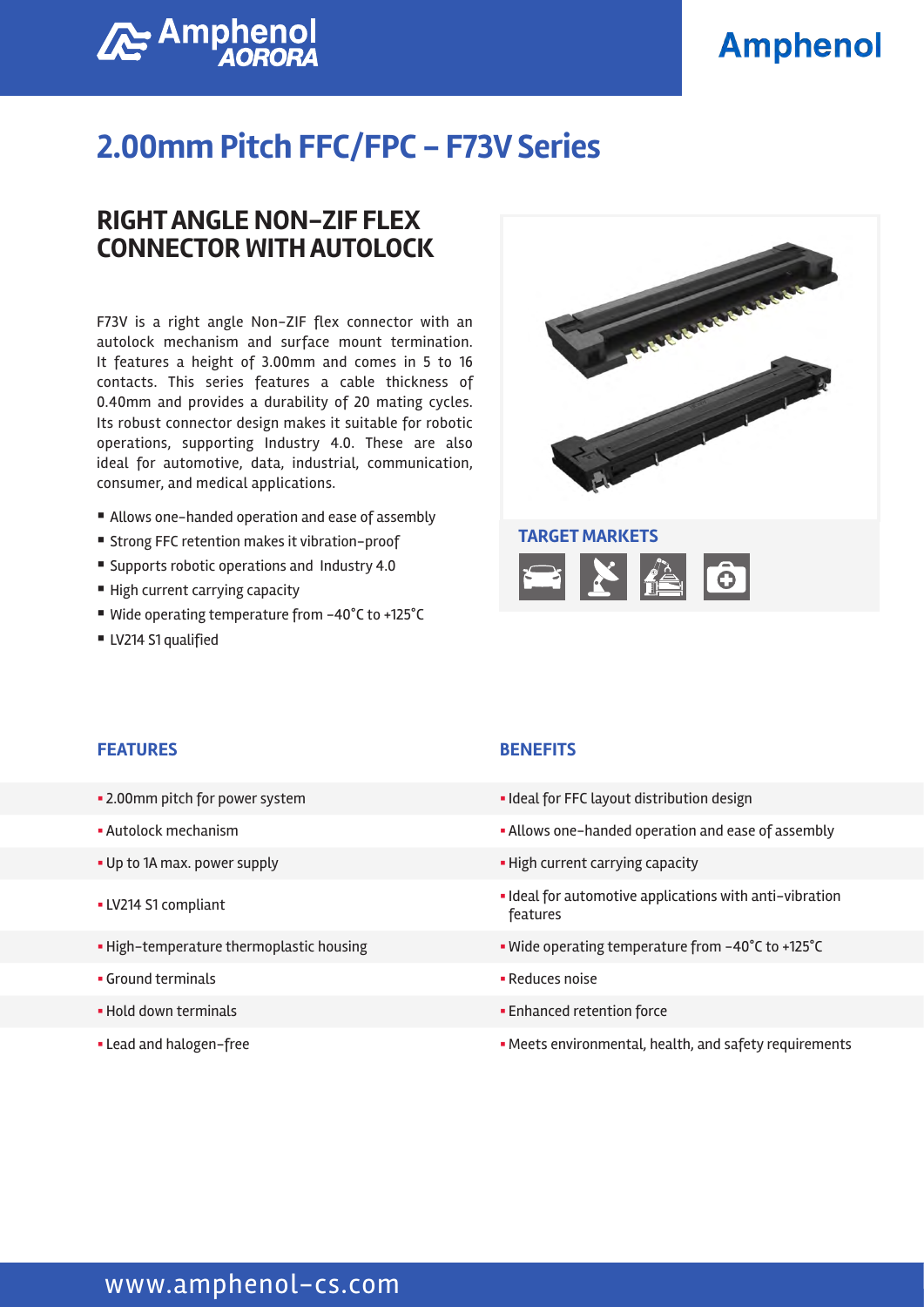# 2.00mm Pitch FFC/FPC – F73V Series

## RIGHT ANGLE NON-ZIF FLEX CONNECTOR WITH AUTOLOCK

F73V is a right angle Non-ZIF flex connector with an autolock mechanism and surface mount termination. It features a height of 3.00mm and comes in 5 to 16 contacts. This series features a cable thickness of 0.40mm and provides a durability of 20 mating cycles. Its robust connector design makes it suitable for robotic operations, supporting Industry 4.0. These are also ideal for automotive, data, industrial, communication, consumer, and medical applications.

- Allows one-handed operation and ease of assembly
- Strong FFC retention makes it vibration-proof
- Supports robotic operations and Industry 4.0
- High current carrying capacity
- Wide operating temperature from -40°C to +125°C
- LV214 S1 qualified

**TARGET MARKETS**

| FEATURES | BENEFITS |
|---|---|
| 2.00mm pitch for power system | Ideal for FFC layout distribution design |
| Autolock mechanism | Allows one-handed operation and ease of assembly |
| Up to 1A max. power supply | High current carrying capacity |
| LV214 S1 compliant | Ideal for automotive applications with anti-vibration features |
| High-temperature thermoplastic housing | Wide operating temperature from -40°C to +125°C |
| Ground terminals | Reduces noise |
| Hold down terminals | Enhanced retention force |
| Lead and halogen-free | Meets environmental, health, and safety requirements |

www.amphenol-cs.com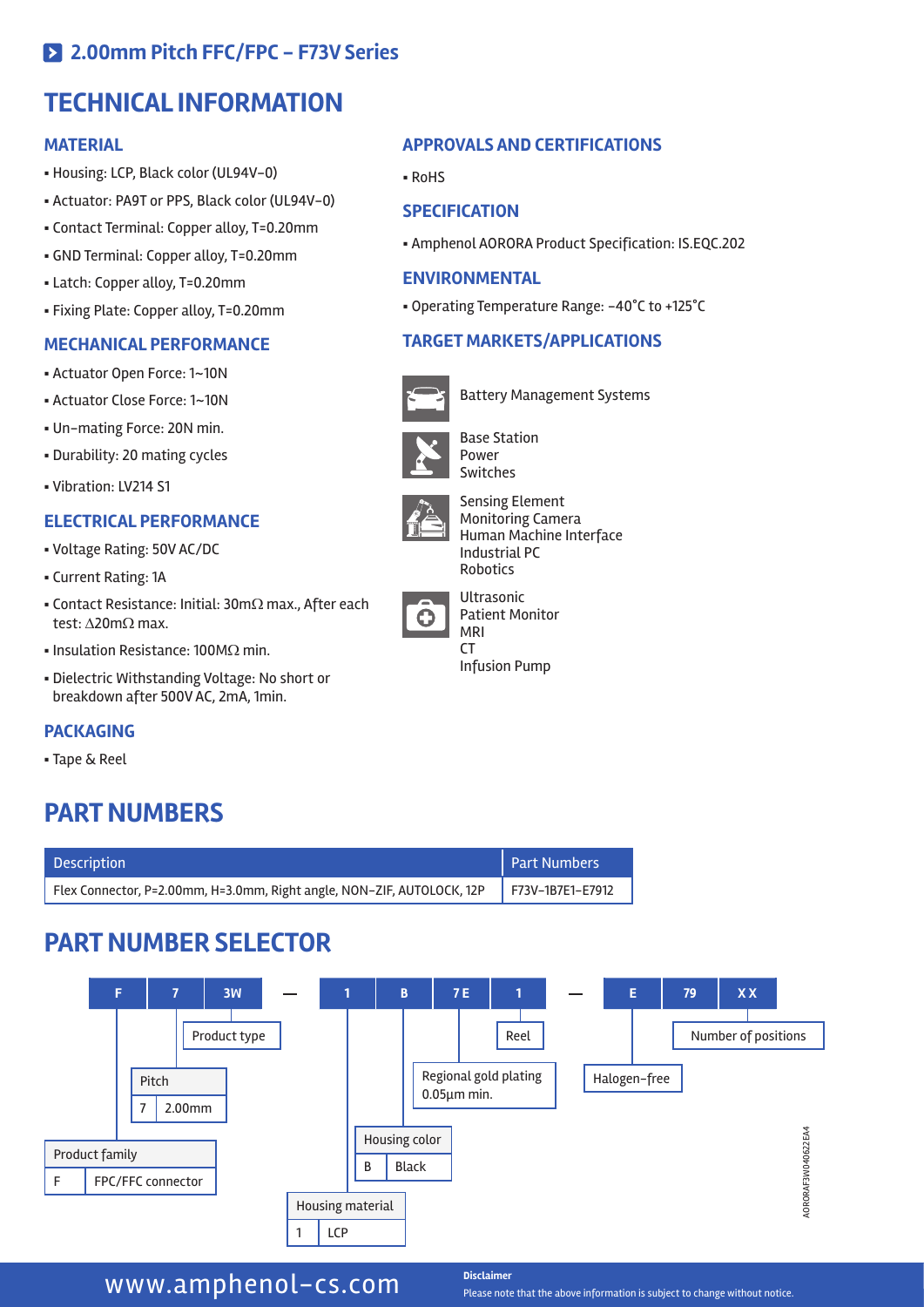## 2.00mm Pitch FFC/FPC – F73V Series

# TECHNICAL INFORMATION

### MATERIAL

- Housing: LCP, Black color (UL94V-0)
- Actuator: PA9T or PPS, Black color (UL94V-0)
- Contact Terminal: Copper alloy, T=0.20mm
- GND Terminal: Copper alloy, T=0.20mm
- Latch: Copper alloy, T=0.20mm
- Fixing Plate: Copper alloy, T=0.20mm

### MECHANICAL PERFORMANCE

- Actuator Open Force: 1~10N
- Actuator Close Force: 1~10N
- Un-mating Force: 20N min.
- Durability: 20 mating cycles
- Vibration: LV214 S1

### ELECTRICAL PERFORMANCE

- Voltage Rating: 50V AC/DC
- Current Rating: 1A
- Contact Resistance: Initial: 30mΩ max., After each test: Δ20mΩ max.
- Insulation Resistance: 100MΩ min.
- Dielectric Withstanding Voltage: No short or breakdown after 500V AC, 2mA, 1min.

### PACKAGING

- Tape & Reel

### APPROVALS AND CERTIFICATIONS

- RoHS

### SPECIFICATION

- Amphenol AORORA Product Specification: IS.EQC.202

### ENVIRONMENTAL

- Operating Temperature Range: -40°C to +125°C

### TARGET MARKETS/APPLICATIONS

Battery Management Systems

Base Station
Power
Switches

Sensing Element
Monitoring Camera
Human Machine Interface
Industrial PC
Robotics

Ultrasonic
Patient Monitor
MRI
CT
Infusion Pump

# PART NUMBERS

| Description | Part Numbers |
|---|---|
| Flex Connector, P=2.00mm, H=3.0mm, Right angle, NON-ZIF, AUTOLOCK, 12P | F73V-1B7E1-E7912 |

# PART NUMBER SELECTOR

F 7 3W — 1 B 7E 1 — E 79 XX

- F: Product family — F: FPC/FFC connector
- 7: Pitch — 7: 2.00mm
- 3W: Product type
- 1: Housing material — 1: LCP
- B: Housing color — B: Black
- 7E: Regional gold plating 0.05µm min.
- 1: Reel
- E: Halogen-free
- XX: Number of positions

AORORAF3W04062EA4